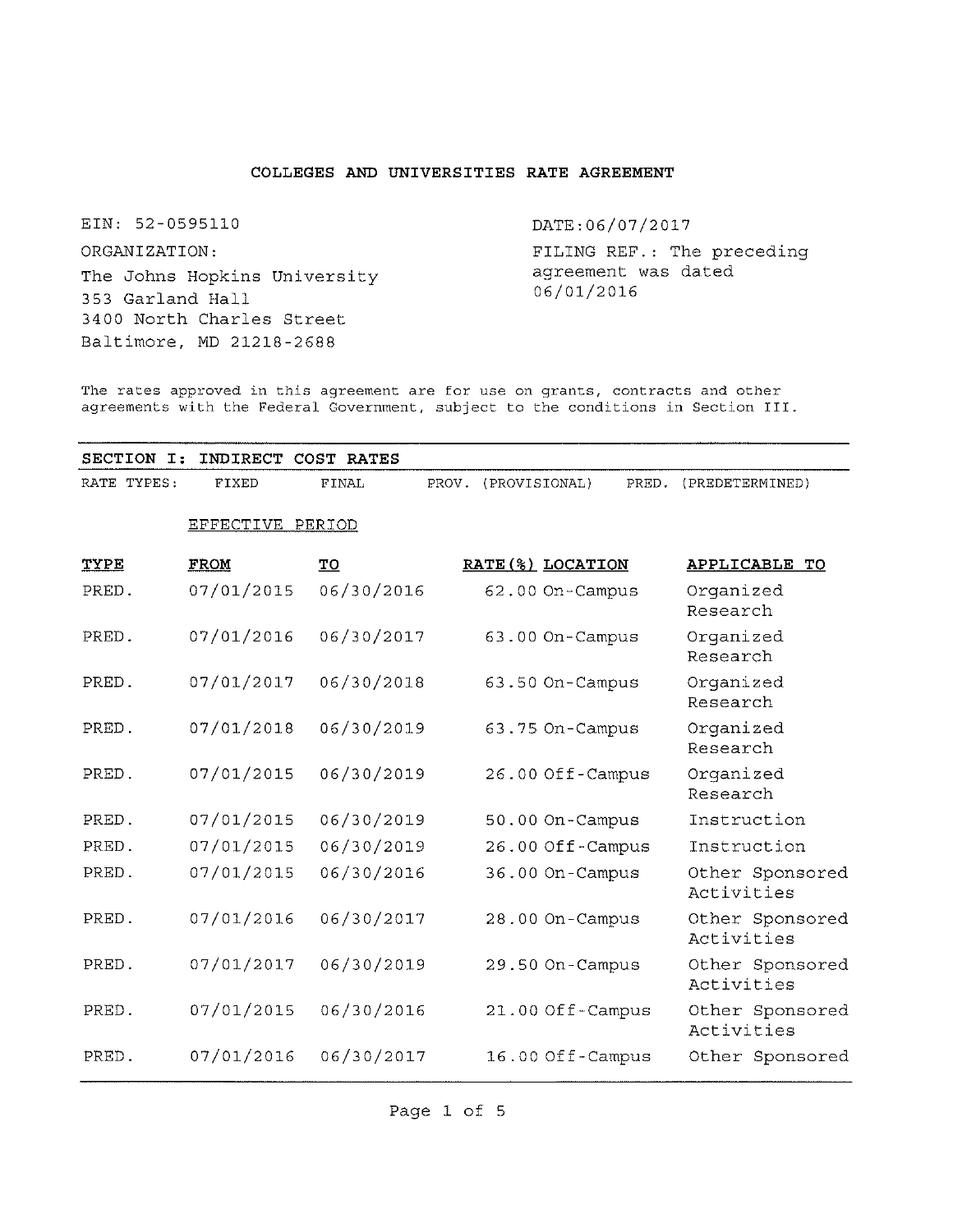## COLLEGES AND UNIVERSITIES RATE AGREEMENT

EIN: 52-0595110

ORGANIZATION:
The Johns Hopkins University
353 Garland Hall
3400 North Charles Street
Baltimore, MD 21218-2688

DATE:06/07/2017

FILING REF.: The preceding agreement was dated 06/01/2016

The rates approved in this agreement are for use on grants, contracts and other agreements with the Federal Government, subject to the conditions in Section III.

**SECTION I: INDIRECT COST RATES**

RATE TYPES: FIXED FINAL PROV. (PROVISIONAL) PRED. (PREDETERMINED)

| TYPE | EFFECTIVE PERIOD FROM | TO | RATE(%) | LOCATION | APPLICABLE TO |
|---|---|---|---|---|---|
| PRED. | 07/01/2015 | 06/30/2016 | 62.00 | On-Campus | Organized Research |
| PRED. | 07/01/2016 | 06/30/2017 | 63.00 | On-Campus | Organized Research |
| PRED. | 07/01/2017 | 06/30/2018 | 63.50 | On-Campus | Organized Research |
| PRED. | 07/01/2018 | 06/30/2019 | 63.75 | On-Campus | Organized Research |
| PRED. | 07/01/2015 | 06/30/2019 | 26.00 | Off-Campus | Organized Research |
| PRED. | 07/01/2015 | 06/30/2019 | 50.00 | On-Campus | Instruction |
| PRED. | 07/01/2015 | 06/30/2019 | 26.00 | Off-Campus | Instruction |
| PRED. | 07/01/2015 | 06/30/2016 | 36.00 | On-Campus | Other Sponsored Activities |
| PRED. | 07/01/2016 | 06/30/2017 | 28.00 | On-Campus | Other Sponsored Activities |
| PRED. | 07/01/2017 | 06/30/2019 | 29.50 | On-Campus | Other Sponsored Activities |
| PRED. | 07/01/2015 | 06/30/2016 | 21.00 | Off-Campus | Other Sponsored Activities |
| PRED. | 07/01/2016 | 06/30/2017 | 16.00 | Off-Campus | Other Sponsored |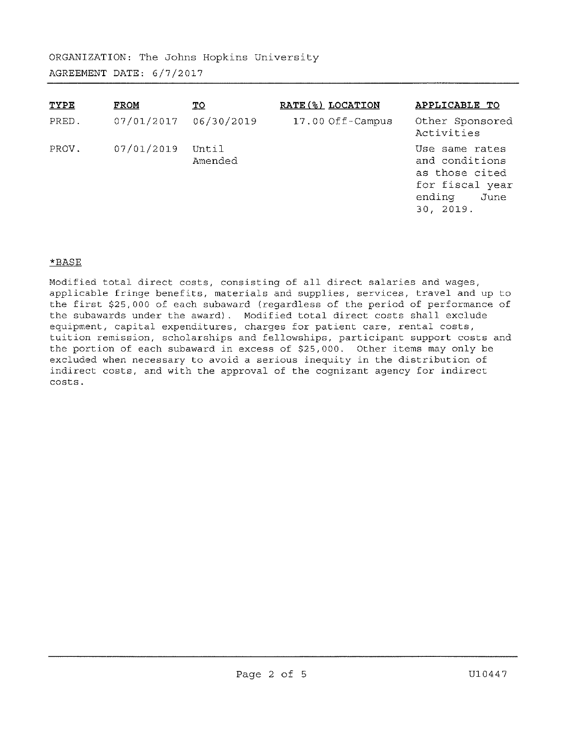ORGANIZATION: The Johns Hopkins University

AGREEMENT DATE: 6/7/2017

| TYPE | FROM | TO | RATE(%) | LOCATION | APPLICABLE TO |
|---|---|---|---|---|---|
| PRED. | 07/01/2017 | 06/30/2019 | 17.00 | Off-Campus | Other Sponsored Activities |
| PROV. | 07/01/2019 | Until Amended | | | Use same rates and conditions as those cited for fiscal year ending June 30, 2019. |

*BASE

Modified total direct costs, consisting of all direct salaries and wages, applicable fringe benefits, materials and supplies, services, travel and up to the first $25,000 of each subaward (regardless of the period of performance of the subawards under the award). Modified total direct costs shall exclude equipment, capital expenditures, charges for patient care, rental costs, tuition remission, scholarships and fellowships, participant support costs and the portion of each subaward in excess of $25,000. Other items may only be excluded when necessary to avoid a serious inequity in the distribution of indirect costs, and with the approval of the cognizant agency for indirect costs.

U10447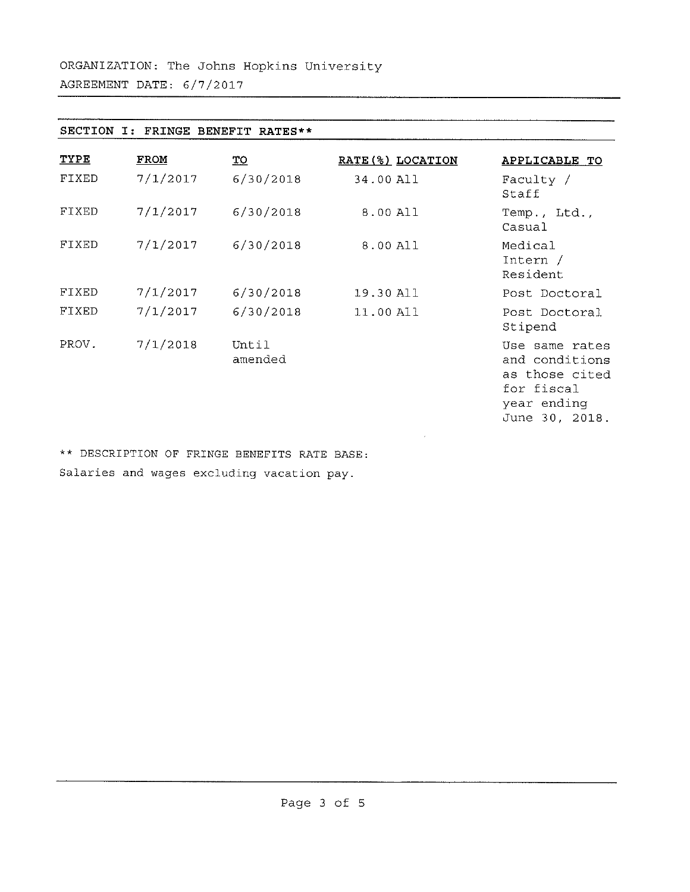ORGANIZATION: The Johns Hopkins University

AGREEMENT DATE: 6/7/2017

## SECTION I: FRINGE BENEFIT RATES**

| TYPE | FROM | TO | RATE(%) | LOCATION | APPLICABLE TO |
|---|---|---|---|---|---|
| FIXED | 7/1/2017 | 6/30/2018 | 34.00 | All | Faculty / Staff |
| FIXED | 7/1/2017 | 6/30/2018 | 8.00 | All | Temp., Ltd., Casual |
| FIXED | 7/1/2017 | 6/30/2018 | 8.00 | All | Medical Intern / Resident |
| FIXED | 7/1/2017 | 6/30/2018 | 19.30 | All | Post Doctoral |
| FIXED | 7/1/2017 | 6/30/2018 | 11.00 | All | Post Doctoral Stipend |
| PROV. | 7/1/2018 | Until amended | | | Use same rates and conditions as those cited for fiscal year ending June 30, 2018. |

** DESCRIPTION OF FRINGE BENEFITS RATE BASE:

Salaries and wages excluding vacation pay.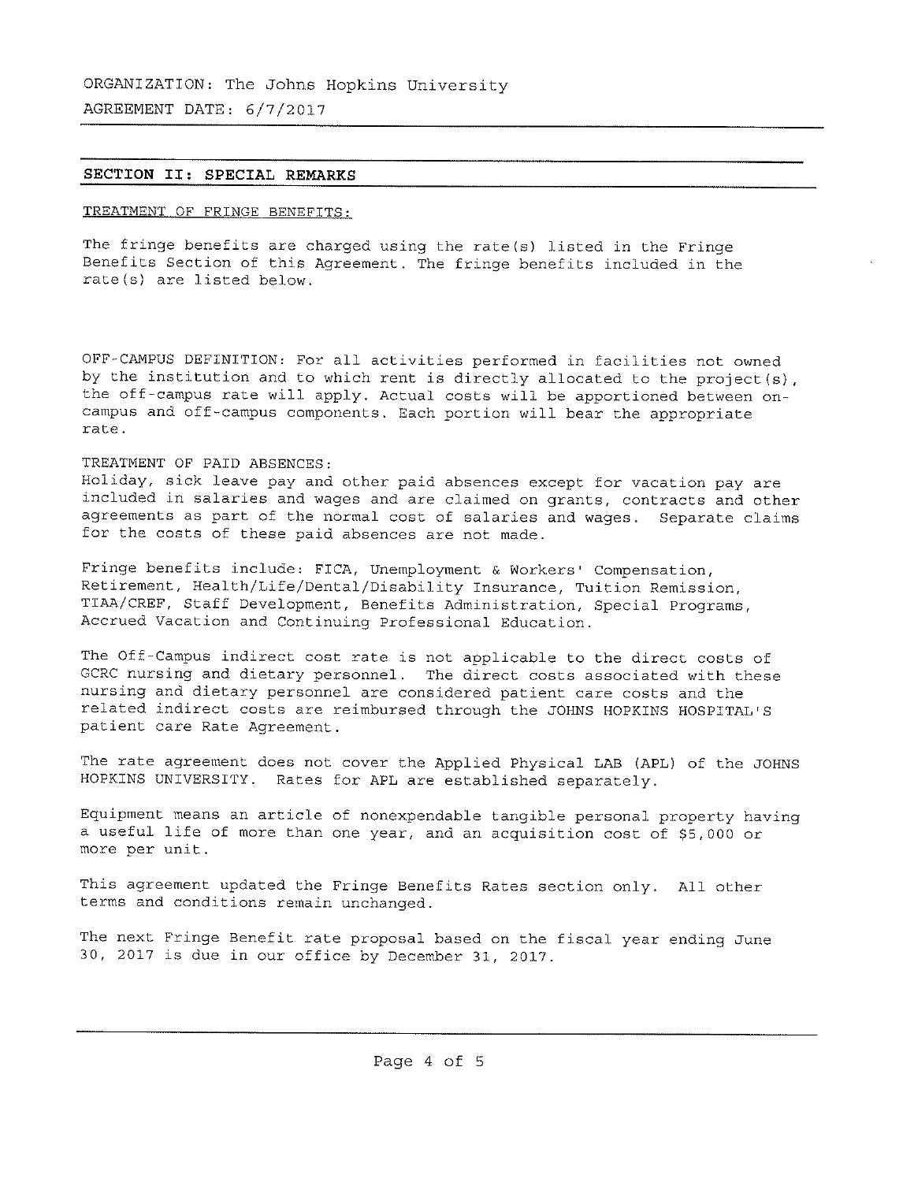ORGANIZATION: The Johns Hopkins University

AGREEMENT DATE: 6/7/2017

## SECTION II: SPECIAL REMARKS

TREATMENT OF FRINGE BENEFITS:

The fringe benefits are charged using the rate(s) listed in the Fringe Benefits Section of this Agreement. The fringe benefits included in the rate(s) are listed below.

OFF-CAMPUS DEFINITION: For all activities performed in facilities not owned by the institution and to which rent is directly allocated to the project(s), the off-campus rate will apply. Actual costs will be apportioned between on-campus and off-campus components. Each portion will bear the appropriate rate.

TREATMENT OF PAID ABSENCES:
Holiday, sick leave pay and other paid absences except for vacation pay are included in salaries and wages and are claimed on grants, contracts and other agreements as part of the normal cost of salaries and wages. Separate claims for the costs of these paid absences are not made.

Fringe benefits include: FICA, Unemployment & Workers' Compensation, Retirement, Health/Life/Dental/Disability Insurance, Tuition Remission, TIAA/CREF, Staff Development, Benefits Administration, Special Programs, Accrued Vacation and Continuing Professional Education.

The Off-Campus indirect cost rate is not applicable to the direct costs of GCRC nursing and dietary personnel. The direct costs associated with these nursing and dietary personnel are considered patient care costs and the related indirect costs are reimbursed through the JOHNS HOPKINS HOSPITAL'S patient care Rate Agreement.

The rate agreement does not cover the Applied Physical LAB (APL) of the JOHNS HOPKINS UNIVERSITY. Rates for APL are established separately.

Equipment means an article of nonexpendable tangible personal property having a useful life of more than one year, and an acquisition cost of $5,000 or more per unit.

This agreement updated the Fringe Benefits Rates section only. All other terms and conditions remain unchanged.

The next Fringe Benefit rate proposal based on the fiscal year ending June 30, 2017 is due in our office by December 31, 2017.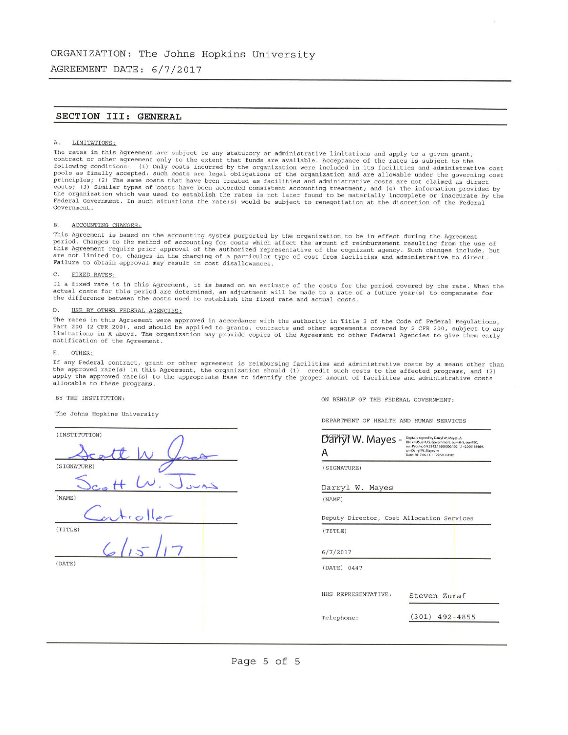ORGANIZATION: The Johns Hopkins University

AGREEMENT DATE: 6/7/2017

## SECTION III: GENERAL

A. LIMITATIONS:

The rates in this Agreement are subject to any statutory or administrative limitations and apply to a given grant, contract or other agreement only to the extent that funds are available. Acceptance of the rates is subject to the following conditions: (1) Only costs incurred by the organization were included in its facilities and administrative cost pools as finally accepted: such costs are legal obligations of the organization and are allowable under the governing cost principles; (2) The same costs that have been treated as facilities and administrative costs are not claimed as direct costs; (3) Similar types of costs have been accorded consistent accounting treatment; and (4) The information provided by the organization which was used to establish the rates is not later found to be materially incomplete or inaccurate by the Federal Government. In such situations the rate(s) would be subject to renegotiation at the discretion of the Federal Government.

B. ACCOUNTING CHANGES:

This Agreement is based on the accounting system purported by the organization to be in effect during the Agreement period. Changes to the method of accounting for costs which affect the amount of reimbursement resulting from the use of this Agreement require prior approval of the authorized representative of the cognizant agency. Such changes include, but are not limited to, changes in the charging of a particular type of cost from facilities and administrative to direct. Failure to obtain approval may result in cost disallowances.

C. FIXED RATES:

If a fixed rate is in this Agreement, it is based on an estimate of the costs for the period covered by the rate. When the actual costs for this period are determined, an adjustment will be made to a rate of a future year(s) to compensate for the difference between the costs used to establish the fixed rate and actual costs.

D. USE BY OTHER FEDERAL AGENCIES:

The rates in this Agreement were approved in accordance with the authority in Title 2 of the Code of Federal Regulations, Part 200 (2 CFR 200), and should be applied to grants, contracts and other agreements covered by 2 CFR 200, subject to any limitations in A above. The organization may provide copies of the Agreement to other Federal Agencies to give them early notification of the Agreement.

E. OTHER:

If any Federal contract, grant or other agreement is reimbursing facilities and administrative costs by a means other than the approved rate(s) in this Agreement, the organization should (1) credit such costs to the affected programs, and (2) apply the approved rate(s) to the appropriate base to identify the proper amount of facilities and administrative costs allocable to these programs.

BY THE INSTITUTION:

The Johns Hopkins University

(INSTITUTION)

Scott W Jones

(SIGNATURE)

Scott W. Jones

(NAME)

Controller

(TITLE)

6/15/17

(DATE)

ON BEHALF OF THE FEDERAL GOVERNMENT:

DEPARTMENT OF HEALTH AND HUMAN SERVICES

(AGENCY)

Darryl W. Mayes -A

Digitally signed by Darryl W. Mayes -A
DN: c=US, o=U.S. Government, ou=HHS, ou=PSC, ou=People, 0.9.2342.19200300.100.1.1=2000131660, cn=Darryl W. Mayes -A
Date: 2017.06.14 11:29:59 -04'00'

(SIGNATURE)

Darryl W. Mayes

(NAME)

Deputy Director, Cost Allocation Services

(TITLE)

6/7/2017

(DATE) 0447

HHS REPRESENTATIVE: Steven Zuraf

Telephone: (301) 492-4855